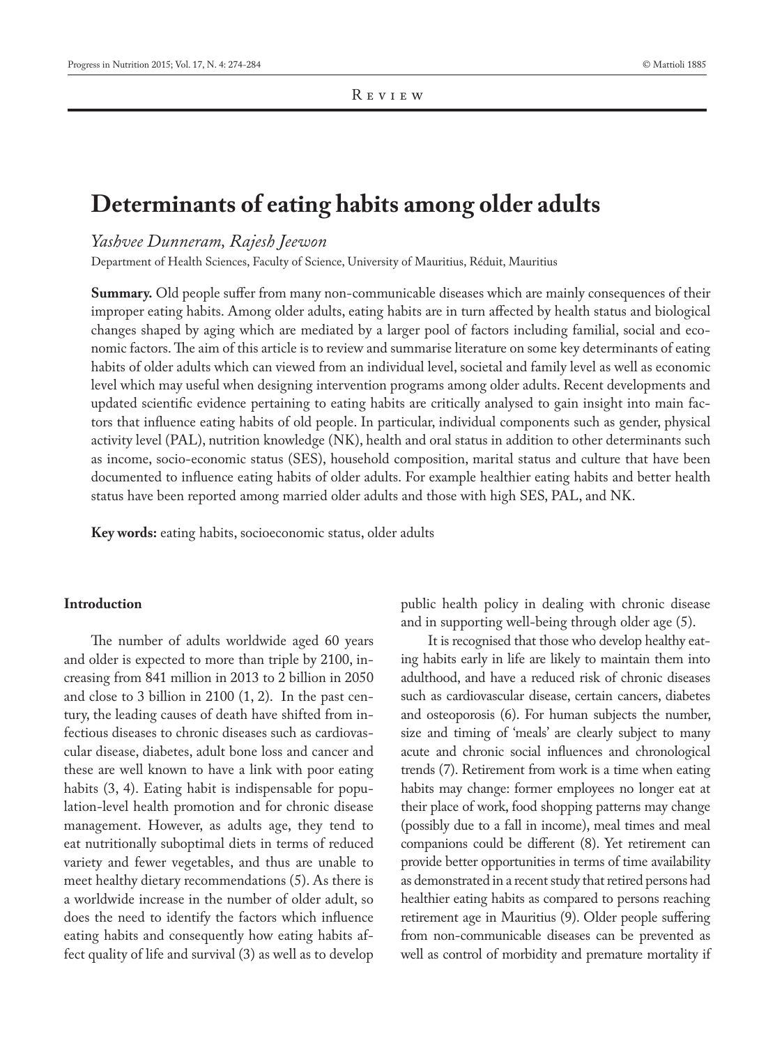Review

# Determinants of eating habits among older adults

*Yashvee Dunneram, Rajesh Jeewon*

Department of Health Sciences, Faculty of Science, University of Mauritius, Réduit, Mauritius

**Summary.** Old people suffer from many non-communicable diseases which are mainly consequences of their improper eating habits. Among older adults, eating habits are in turn affected by health status and biological changes shaped by aging which are mediated by a larger pool of factors including familial, social and economic factors. The aim of this article is to review and summarise literature on some key determinants of eating habits of older adults which can viewed from an individual level, societal and family level as well as economic level which may useful when designing intervention programs among older adults. Recent developments and updated scientific evidence pertaining to eating habits are critically analysed to gain insight into main factors that influence eating habits of old people. In particular, individual components such as gender, physical activity level (PAL), nutrition knowledge (NK), health and oral status in addition to other determinants such as income, socio-economic status (SES), household composition, marital status and culture that have been documented to influence eating habits of older adults. For example healthier eating habits and better health status have been reported among married older adults and those with high SES, PAL, and NK.

**Key words:** eating habits, socioeconomic status, older adults

## Introduction

The number of adults worldwide aged 60 years and older is expected to more than triple by 2100, increasing from 841 million in 2013 to 2 billion in 2050 and close to 3 billion in 2100 (1, 2). In the past century, the leading causes of death have shifted from infectious diseases to chronic diseases such as cardiovascular disease, diabetes, adult bone loss and cancer and these are well known to have a link with poor eating habits (3, 4). Eating habit is indispensable for population-level health promotion and for chronic disease management. However, as adults age, they tend to eat nutritionally suboptimal diets in terms of reduced variety and fewer vegetables, and thus are unable to meet healthy dietary recommendations (5). As there is a worldwide increase in the number of older adult, so does the need to identify the factors which influence eating habits and consequently how eating habits affect quality of life and survival (3) as well as to develop public health policy in dealing with chronic disease and in supporting well-being through older age (5).

It is recognised that those who develop healthy eating habits early in life are likely to maintain them into adulthood, and have a reduced risk of chronic diseases such as cardiovascular disease, certain cancers, diabetes and osteoporosis (6). For human subjects the number, size and timing of 'meals' are clearly subject to many acute and chronic social influences and chronological trends (7). Retirement from work is a time when eating habits may change: former employees no longer eat at their place of work, food shopping patterns may change (possibly due to a fall in income), meal times and meal companions could be different (8). Yet retirement can provide better opportunities in terms of time availability as demonstrated in a recent study that retired persons had healthier eating habits as compared to persons reaching retirement age in Mauritius (9). Older people suffering from non-communicable diseases can be prevented as well as control of morbidity and premature mortality if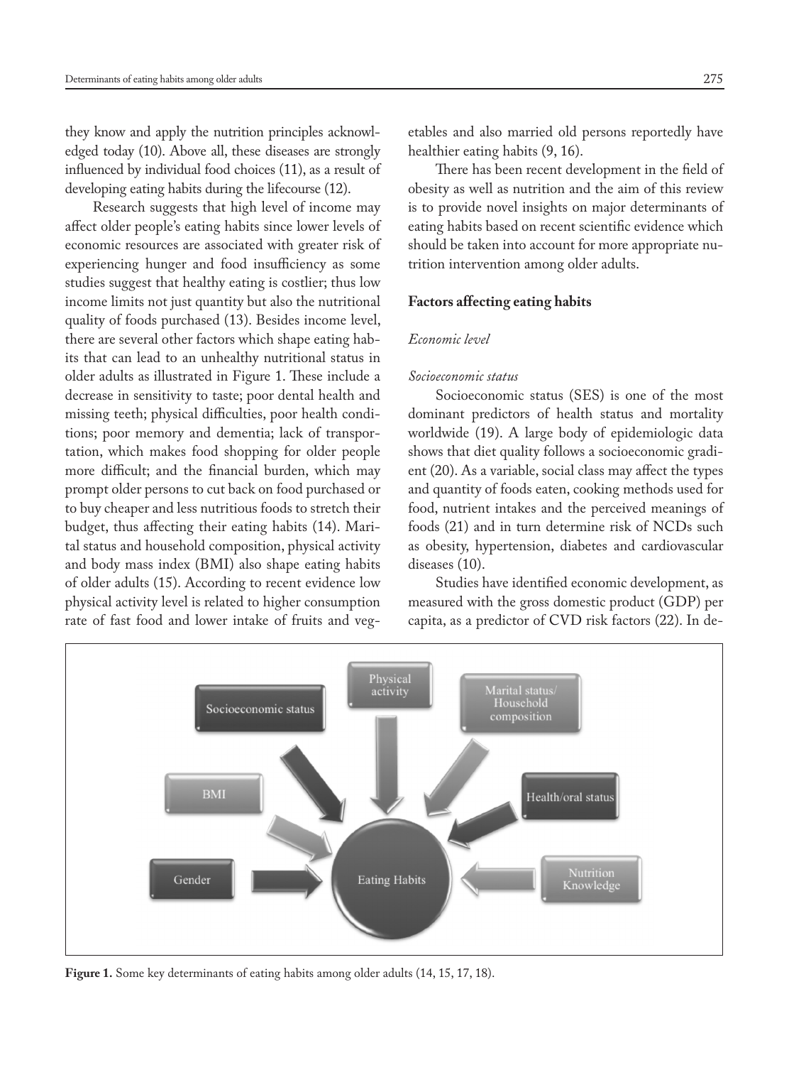they know and apply the nutrition principles acknowledged today (10). Above all, these diseases are strongly influenced by individual food choices (11), as a result of developing eating habits during the lifecourse (12).

Research suggests that high level of income may affect older people's eating habits since lower levels of economic resources are associated with greater risk of experiencing hunger and food insufficiency as some studies suggest that healthy eating is costlier; thus low income limits not just quantity but also the nutritional quality of foods purchased (13). Besides income level, there are several other factors which shape eating habits that can lead to an unhealthy nutritional status in older adults as illustrated in Figure 1. These include a decrease in sensitivity to taste; poor dental health and missing teeth; physical difficulties, poor health conditions; poor memory and dementia; lack of transportation, which makes food shopping for older people more difficult; and the financial burden, which may prompt older persons to cut back on food purchased or to buy cheaper and less nutritious foods to stretch their budget, thus affecting their eating habits (14). Marital status and household composition, physical activity and body mass index (BMI) also shape eating habits of older adults (15). According to recent evidence low physical activity level is related to higher consumption rate of fast food and lower intake of fruits and vegetables and also married old persons reportedly have healthier eating habits (9, 16).

There has been recent development in the field of obesity as well as nutrition and the aim of this review is to provide novel insights on major determinants of eating habits based on recent scientific evidence which should be taken into account for more appropriate nutrition intervention among older adults.

## Factors affecting eating habits

### *Economic level*

#### *Socioeconomic status*

Socioeconomic status (SES) is one of the most dominant predictors of health status and mortality worldwide (19). A large body of epidemiologic data shows that diet quality follows a socioeconomic gradient (20). As a variable, social class may affect the types and quantity of foods eaten, cooking methods used for food, nutrient intakes and the perceived meanings of foods (21) and in turn determine risk of NCDs such as obesity, hypertension, diabetes and cardiovascular diseases (10).

Studies have identified economic development, as measured with the gross domestic product (GDP) per capita, as a predictor of CVD risk factors (22). In de-

Socioeconomic status | Physical activity | Marital status/ Household composition | BMI | Health/oral status | Gender | Eating Habits | Nutrition Knowledge

**Figure 1.** Some key determinants of eating habits among older adults (14, 15, 17, 18).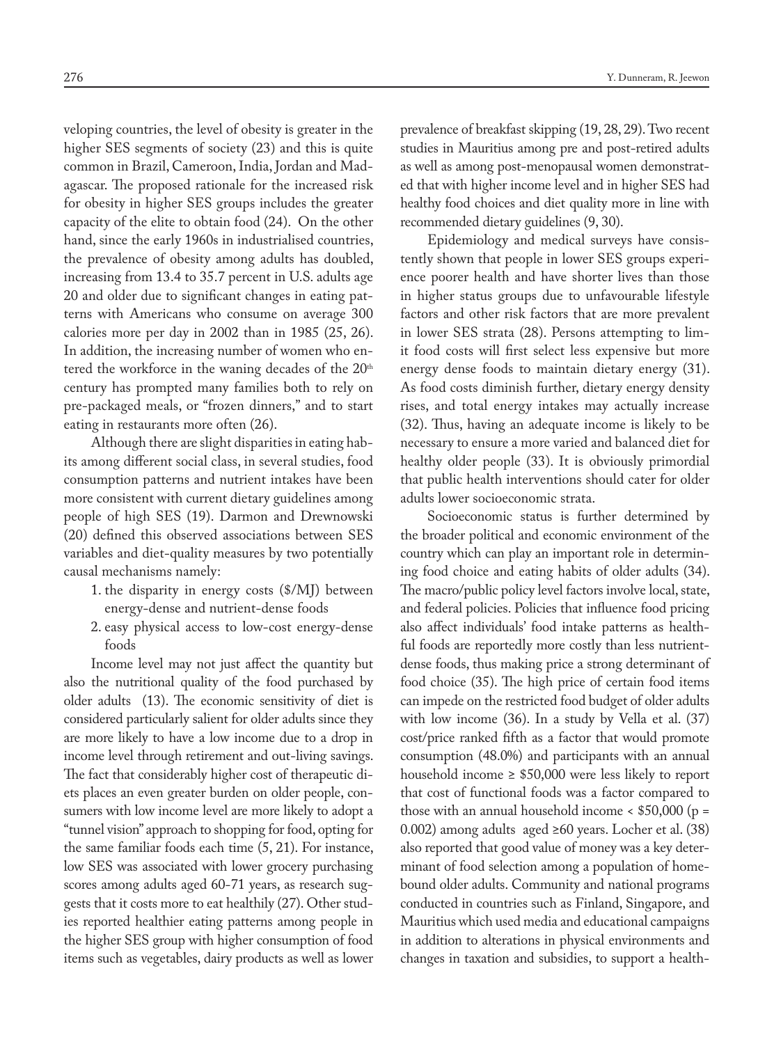veloping countries, the level of obesity is greater in the higher SES segments of society (23) and this is quite common in Brazil, Cameroon, India, Jordan and Madagascar. The proposed rationale for the increased risk for obesity in higher SES groups includes the greater capacity of the elite to obtain food (24). On the other hand, since the early 1960s in industrialised countries, the prevalence of obesity among adults has doubled, increasing from 13.4 to 35.7 percent in U.S. adults age 20 and older due to significant changes in eating patterns with Americans who consume on average 300 calories more per day in 2002 than in 1985 (25, 26). In addition, the increasing number of women who entered the workforce in the waning decades of the 20[th] century has prompted many families both to rely on pre-packaged meals, or "frozen dinners," and to start eating in restaurants more often (26).

Although there are slight disparities in eating habits among different social class, in several studies, food consumption patterns and nutrient intakes have been more consistent with current dietary guidelines among people of high SES (19). Darmon and Drewnowski (20) defined this observed associations between SES variables and diet-quality measures by two potentially causal mechanisms namely:

1. the disparity in energy costs ($/MJ) between energy-dense and nutrient-dense foods
2. easy physical access to low-cost energy-dense foods

Income level may not just affect the quantity but also the nutritional quality of the food purchased by older adults (13). The economic sensitivity of diet is considered particularly salient for older adults since they are more likely to have a low income due to a drop in income level through retirement and out-living savings. The fact that considerably higher cost of therapeutic diets places an even greater burden on older people, consumers with low income level are more likely to adopt a "tunnel vision" approach to shopping for food, opting for the same familiar foods each time (5, 21). For instance, low SES was associated with lower grocery purchasing scores among adults aged 60-71 years, as research suggests that it costs more to eat healthily (27). Other studies reported healthier eating patterns among people in the higher SES group with higher consumption of food items such as vegetables, dairy products as well as lower prevalence of breakfast skipping (19, 28, 29). Two recent studies in Mauritius among pre and post-retired adults as well as among post-menopausal women demonstrated that with higher income level and in higher SES had healthy food choices and diet quality more in line with recommended dietary guidelines (9, 30).

Epidemiology and medical surveys have consistently shown that people in lower SES groups experience poorer health and have shorter lives than those in higher status groups due to unfavourable lifestyle factors and other risk factors that are more prevalent in lower SES strata (28). Persons attempting to limit food costs will first select less expensive but more energy dense foods to maintain dietary energy (31). As food costs diminish further, dietary energy density rises, and total energy intakes may actually increase (32). Thus, having an adequate income is likely to be necessary to ensure a more varied and balanced diet for healthy older people (33). It is obviously primordial that public health interventions should cater for older adults lower socioeconomic strata.

Socioeconomic status is further determined by the broader political and economic environment of the country which can play an important role in determining food choice and eating habits of older adults (34). The macro/public policy level factors involve local, state, and federal policies. Policies that influence food pricing also affect individuals' food intake patterns as healthful foods are reportedly more costly than less nutrient-dense foods, thus making price a strong determinant of food choice (35). The high price of certain food items can impede on the restricted food budget of older adults with low income (36). In a study by Vella et al. (37) cost/price ranked fifth as a factor that would promote consumption (48.0%) and participants with an annual household income ≥ $50,000 were less likely to report that cost of functional foods was a factor compared to those with an annual household income < $50,000 ($p = 0.002$) among adults aged ≥60 years. Locher et al. (38) also reported that good value of money was a key determinant of food selection among a population of home-bound older adults. Community and national programs conducted in countries such as Finland, Singapore, and Mauritius which used media and educational campaigns in addition to alterations in physical environments and changes in taxation and subsidies, to support a health-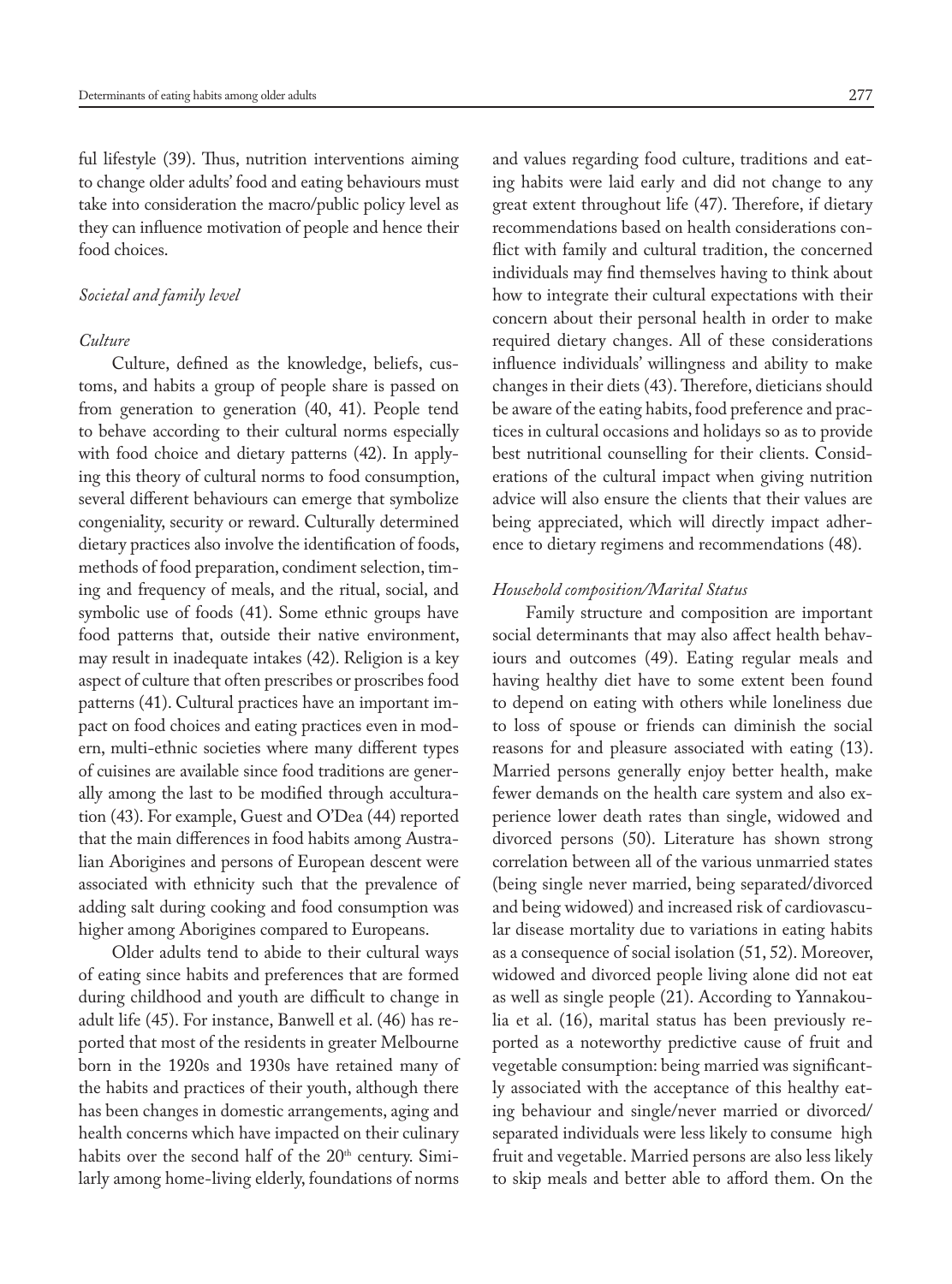ful lifestyle (39). Thus, nutrition interventions aiming to change older adults' food and eating behaviours must take into consideration the macro/public policy level as they can influence motivation of people and hence their food choices.

### *Societal and family level*

#### *Culture*

Culture, defined as the knowledge, beliefs, customs, and habits a group of people share is passed on from generation to generation (40, 41). People tend to behave according to their cultural norms especially with food choice and dietary patterns (42). In applying this theory of cultural norms to food consumption, several different behaviours can emerge that symbolize congeniality, security or reward. Culturally determined dietary practices also involve the identification of foods, methods of food preparation, condiment selection, timing and frequency of meals, and the ritual, social, and symbolic use of foods (41). Some ethnic groups have food patterns that, outside their native environment, may result in inadequate intakes (42). Religion is a key aspect of culture that often prescribes or proscribes food patterns (41). Cultural practices have an important impact on food choices and eating practices even in modern, multi-ethnic societies where many different types of cuisines are available since food traditions are generally among the last to be modified through acculturation (43). For example, Guest and O'Dea (44) reported that the main differences in food habits among Australian Aborigines and persons of European descent were associated with ethnicity such that the prevalence of adding salt during cooking and food consumption was higher among Aborigines compared to Europeans.

Older adults tend to abide to their cultural ways of eating since habits and preferences that are formed during childhood and youth are difficult to change in adult life (45). For instance, Banwell et al. (46) has reported that most of the residents in greater Melbourne born in the 1920s and 1930s have retained many of the habits and practices of their youth, although there has been changes in domestic arrangements, aging and health concerns which have impacted on their culinary habits over the second half of the 20$^{th}$ century. Similarly among home-living elderly, foundations of norms and values regarding food culture, traditions and eating habits were laid early and did not change to any great extent throughout life (47). Therefore, if dietary recommendations based on health considerations conflict with family and cultural tradition, the concerned individuals may find themselves having to think about how to integrate their cultural expectations with their concern about their personal health in order to make required dietary changes. All of these considerations influence individuals' willingness and ability to make changes in their diets (43). Therefore, dieticians should be aware of the eating habits, food preference and practices in cultural occasions and holidays so as to provide best nutritional counselling for their clients. Considerations of the cultural impact when giving nutrition advice will also ensure the clients that their values are being appreciated, which will directly impact adherence to dietary regimens and recommendations (48).

#### *Household composition/Marital Status*

Family structure and composition are important social determinants that may also affect health behaviours and outcomes (49). Eating regular meals and having healthy diet have to some extent been found to depend on eating with others while loneliness due to loss of spouse or friends can diminish the social reasons for and pleasure associated with eating (13). Married persons generally enjoy better health, make fewer demands on the health care system and also experience lower death rates than single, widowed and divorced persons (50). Literature has shown strong correlation between all of the various unmarried states (being single never married, being separated/divorced and being widowed) and increased risk of cardiovascular disease mortality due to variations in eating habits as a consequence of social isolation (51, 52). Moreover, widowed and divorced people living alone did not eat as well as single people (21). According to Yannakoulia et al. (16), marital status has been previously reported as a noteworthy predictive cause of fruit and vegetable consumption: being married was significantly associated with the acceptance of this healthy eating behaviour and single/never married or divorced/separated individuals were less likely to consume high fruit and vegetable. Married persons are also less likely to skip meals and better able to afford them. On the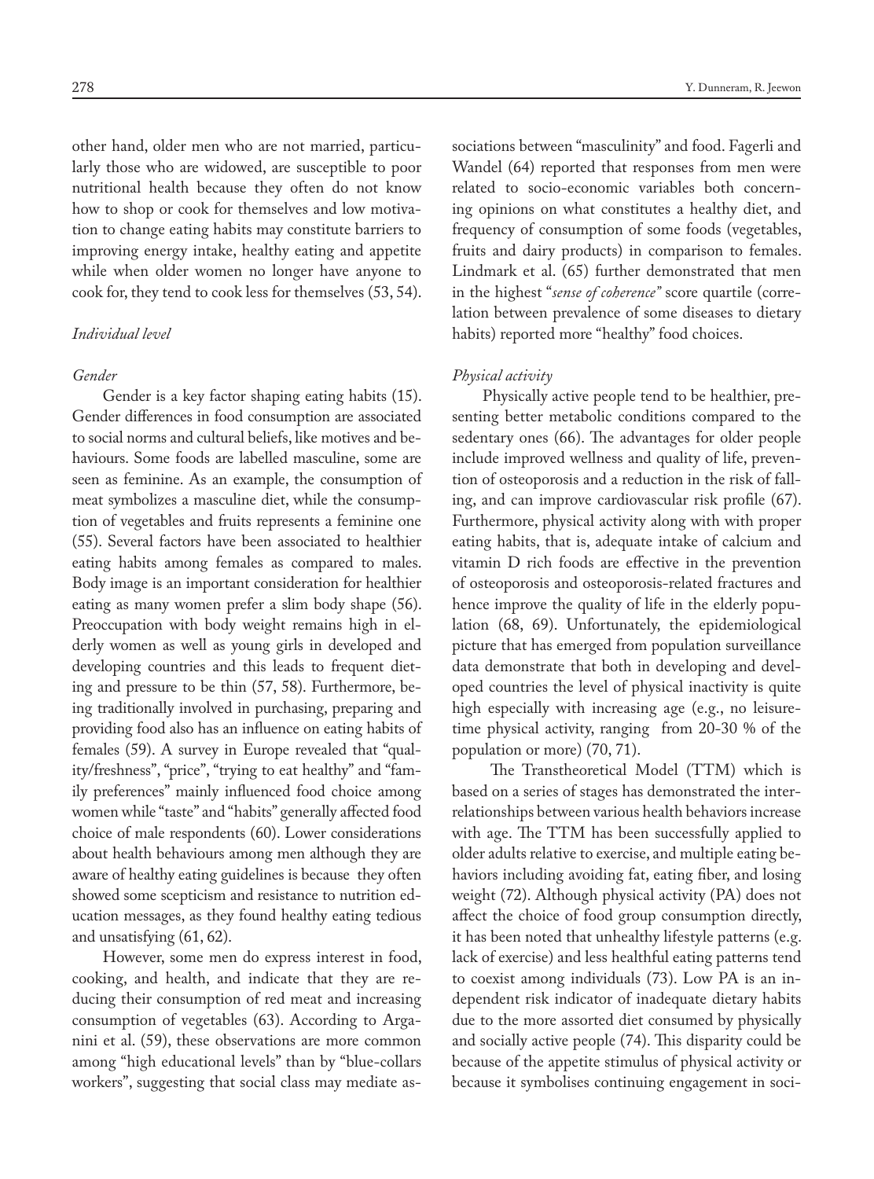other hand, older men who are not married, particularly those who are widowed, are susceptible to poor nutritional health because they often do not know how to shop or cook for themselves and low motivation to change eating habits may constitute barriers to improving energy intake, healthy eating and appetite while when older women no longer have anyone to cook for, they tend to cook less for themselves (53, 54).

*Individual level*

*Gender*

Gender is a key factor shaping eating habits (15). Gender differences in food consumption are associated to social norms and cultural beliefs, like motives and behaviours. Some foods are labelled masculine, some are seen as feminine. As an example, the consumption of meat symbolizes a masculine diet, while the consumption of vegetables and fruits represents a feminine one (55). Several factors have been associated to healthier eating habits among females as compared to males. Body image is an important consideration for healthier eating as many women prefer a slim body shape (56). Preoccupation with body weight remains high in elderly women as well as young girls in developed and developing countries and this leads to frequent dieting and pressure to be thin (57, 58). Furthermore, being traditionally involved in purchasing, preparing and providing food also has an influence on eating habits of females (59). A survey in Europe revealed that "quality/freshness", "price", "trying to eat healthy" and "family preferences" mainly influenced food choice among women while "taste" and "habits" generally affected food choice of male respondents (60). Lower considerations about health behaviours among men although they are aware of healthy eating guidelines is because they often showed some scepticism and resistance to nutrition education messages, as they found healthy eating tedious and unsatisfying (61, 62).

However, some men do express interest in food, cooking, and health, and indicate that they are reducing their consumption of red meat and increasing consumption of vegetables (63). According to Arganini et al. (59), these observations are more common among "high educational levels" than by "blue-collars workers", suggesting that social class may mediate associations between "masculinity" and food. Fagerli and Wandel (64) reported that responses from men were related to socio-economic variables both concerning opinions on what constitutes a healthy diet, and frequency of consumption of some foods (vegetables, fruits and dairy products) in comparison to females. Lindmark et al. (65) further demonstrated that men in the highest "*sense of coherence*" score quartile (correlation between prevalence of some diseases to dietary habits) reported more "healthy" food choices.

*Physical activity*

Physically active people tend to be healthier, presenting better metabolic conditions compared to the sedentary ones (66). The advantages for older people include improved wellness and quality of life, prevention of osteoporosis and a reduction in the risk of falling, and can improve cardiovascular risk profile (67). Furthermore, physical activity along with with proper eating habits, that is, adequate intake of calcium and vitamin D rich foods are effective in the prevention of osteoporosis and osteoporosis-related fractures and hence improve the quality of life in the elderly population (68, 69). Unfortunately, the epidemiological picture that has emerged from population surveillance data demonstrate that both in developing and developed countries the level of physical inactivity is quite high especially with increasing age (e.g., no leisure-time physical activity, ranging from 20-30 % of the population or more) (70, 71).

The Transtheoretical Model (TTM) which is based on a series of stages has demonstrated the interrelationships between various health behaviors increase with age. The TTM has been successfully applied to older adults relative to exercise, and multiple eating behaviors including avoiding fat, eating fiber, and losing weight (72). Although physical activity (PA) does not affect the choice of food group consumption directly, it has been noted that unhealthy lifestyle patterns (e.g. lack of exercise) and less healthful eating patterns tend to coexist among individuals (73). Low PA is an independent risk indicator of inadequate dietary habits due to the more assorted diet consumed by physically and socially active people (74). This disparity could be because of the appetite stimulus of physical activity or because it symbolises continuing engagement in soci-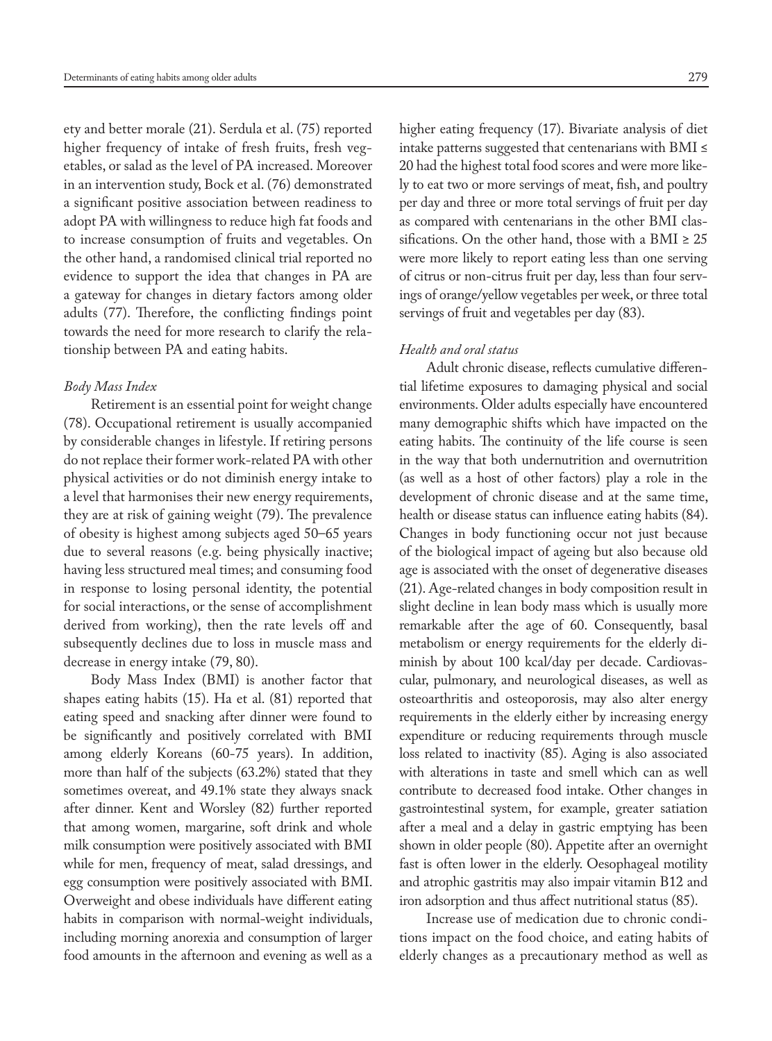ety and better morale (21). Serdula et al. (75) reported higher frequency of intake of fresh fruits, fresh vegetables, or salad as the level of PA increased. Moreover in an intervention study, Bock et al. (76) demonstrated a significant positive association between readiness to adopt PA with willingness to reduce high fat foods and to increase consumption of fruits and vegetables. On the other hand, a randomised clinical trial reported no evidence to support the idea that changes in PA are a gateway for changes in dietary factors among older adults (77). Therefore, the conflicting findings point towards the need for more research to clarify the relationship between PA and eating habits.

*Body Mass Index*

Retirement is an essential point for weight change (78). Occupational retirement is usually accompanied by considerable changes in lifestyle. If retiring persons do not replace their former work-related PA with other physical activities or do not diminish energy intake to a level that harmonises their new energy requirements, they are at risk of gaining weight (79). The prevalence of obesity is highest among subjects aged 50–65 years due to several reasons (e.g. being physically inactive; having less structured meal times; and consuming food in response to losing personal identity, the potential for social interactions, or the sense of accomplishment derived from working), then the rate levels off and subsequently declines due to loss in muscle mass and decrease in energy intake (79, 80).

Body Mass Index (BMI) is another factor that shapes eating habits (15). Ha et al. (81) reported that eating speed and snacking after dinner were found to be significantly and positively correlated with BMI among elderly Koreans (60-75 years). In addition, more than half of the subjects (63.2%) stated that they sometimes overeat, and 49.1% state they always snack after dinner. Kent and Worsley (82) further reported that among women, margarine, soft drink and whole milk consumption were positively associated with BMI while for men, frequency of meat, salad dressings, and egg consumption were positively associated with BMI. Overweight and obese individuals have different eating habits in comparison with normal-weight individuals, including morning anorexia and consumption of larger food amounts in the afternoon and evening as well as a higher eating frequency (17). Bivariate analysis of diet intake patterns suggested that centenarians with BMI ≤ 20 had the highest total food scores and were more likely to eat two or more servings of meat, fish, and poultry per day and three or more total servings of fruit per day as compared with centenarians in the other BMI classifications. On the other hand, those with a BMI ≥ 25 were more likely to report eating less than one serving of citrus or non-citrus fruit per day, less than four servings of orange/yellow vegetables per week, or three total servings of fruit and vegetables per day (83).

*Health and oral status*

Adult chronic disease, reflects cumulative differential lifetime exposures to damaging physical and social environments. Older adults especially have encountered many demographic shifts which have impacted on the eating habits. The continuity of the life course is seen in the way that both undernutrition and overnutrition (as well as a host of other factors) play a role in the development of chronic disease and at the same time, health or disease status can influence eating habits (84). Changes in body functioning occur not just because of the biological impact of ageing but also because old age is associated with the onset of degenerative diseases (21). Age-related changes in body composition result in slight decline in lean body mass which is usually more remarkable after the age of 60. Consequently, basal metabolism or energy requirements for the elderly diminish by about 100 kcal/day per decade. Cardiovascular, pulmonary, and neurological diseases, as well as osteoarthritis and osteoporosis, may also alter energy requirements in the elderly either by increasing energy expenditure or reducing requirements through muscle loss related to inactivity (85). Aging is also associated with alterations in taste and smell which can as well contribute to decreased food intake. Other changes in gastrointestinal system, for example, greater satiation after a meal and a delay in gastric emptying has been shown in older people (80). Appetite after an overnight fast is often lower in the elderly. Oesophageal motility and atrophic gastritis may also impair vitamin B12 and iron adsorption and thus affect nutritional status (85).

Increase use of medication due to chronic conditions impact on the food choice, and eating habits of elderly changes as a precautionary method as well as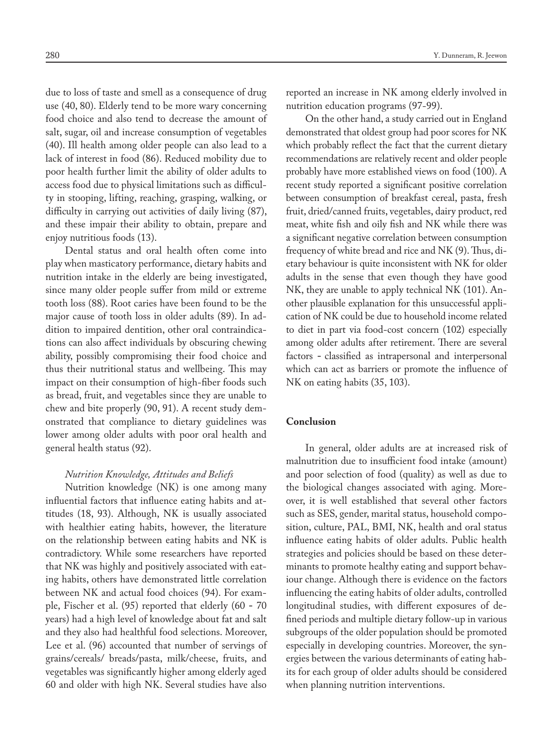due to loss of taste and smell as a consequence of drug use (40, 80). Elderly tend to be more wary concerning food choice and also tend to decrease the amount of salt, sugar, oil and increase consumption of vegetables (40). Ill health among older people can also lead to a lack of interest in food (86). Reduced mobility due to poor health further limit the ability of older adults to access food due to physical limitations such as difficulty in stooping, lifting, reaching, grasping, walking, or difficulty in carrying out activities of daily living (87), and these impair their ability to obtain, prepare and enjoy nutritious foods (13).

Dental status and oral health often come into play when masticatory performance, dietary habits and nutrition intake in the elderly are being investigated, since many older people suffer from mild or extreme tooth loss (88). Root caries have been found to be the major cause of tooth loss in older adults (89). In addition to impaired dentition, other oral contraindications can also affect individuals by obscuring chewing ability, possibly compromising their food choice and thus their nutritional status and wellbeing. This may impact on their consumption of high-fiber foods such as bread, fruit, and vegetables since they are unable to chew and bite properly (90, 91). A recent study demonstrated that compliance to dietary guidelines was lower among older adults with poor oral health and general health status (92).

*Nutrition Knowledge, Attitudes and Beliefs*

Nutrition knowledge (NK) is one among many influential factors that influence eating habits and attitudes (18, 93). Although, NK is usually associated with healthier eating habits, however, the literature on the relationship between eating habits and NK is contradictory. While some researchers have reported that NK was highly and positively associated with eating habits, others have demonstrated little correlation between NK and actual food choices (94). For example, Fischer et al. (95) reported that elderly (60 - 70 years) had a high level of knowledge about fat and salt and they also had healthful food selections. Moreover, Lee et al. (96) accounted that number of servings of grains/cereals/ breads/pasta, milk/cheese, fruits, and vegetables was significantly higher among elderly aged 60 and older with high NK. Several studies have also reported an increase in NK among elderly involved in nutrition education programs (97-99).

On the other hand, a study carried out in England demonstrated that oldest group had poor scores for NK which probably reflect the fact that the current dietary recommendations are relatively recent and older people probably have more established views on food (100). A recent study reported a significant positive correlation between consumption of breakfast cereal, pasta, fresh fruit, dried/canned fruits, vegetables, dairy product, red meat, white fish and oily fish and NK while there was a significant negative correlation between consumption frequency of white bread and rice and NK (9). Thus, dietary behaviour is quite inconsistent with NK for older adults in the sense that even though they have good NK, they are unable to apply technical NK (101). Another plausible explanation for this unsuccessful application of NK could be due to household income related to diet in part via food-cost concern (102) especially among older adults after retirement. There are several factors - classified as intrapersonal and interpersonal which can act as barriers or promote the influence of NK on eating habits (35, 103).

## Conclusion

In general, older adults are at increased risk of malnutrition due to insufficient food intake (amount) and poor selection of food (quality) as well as due to the biological changes associated with aging. Moreover, it is well established that several other factors such as SES, gender, marital status, household composition, culture, PAL, BMI, NK, health and oral status influence eating habits of older adults. Public health strategies and policies should be based on these determinants to promote healthy eating and support behaviour change. Although there is evidence on the factors influencing the eating habits of older adults, controlled longitudinal studies, with different exposures of defined periods and multiple dietary follow-up in various subgroups of the older population should be promoted especially in developing countries. Moreover, the synergies between the various determinants of eating habits for each group of older adults should be considered when planning nutrition interventions.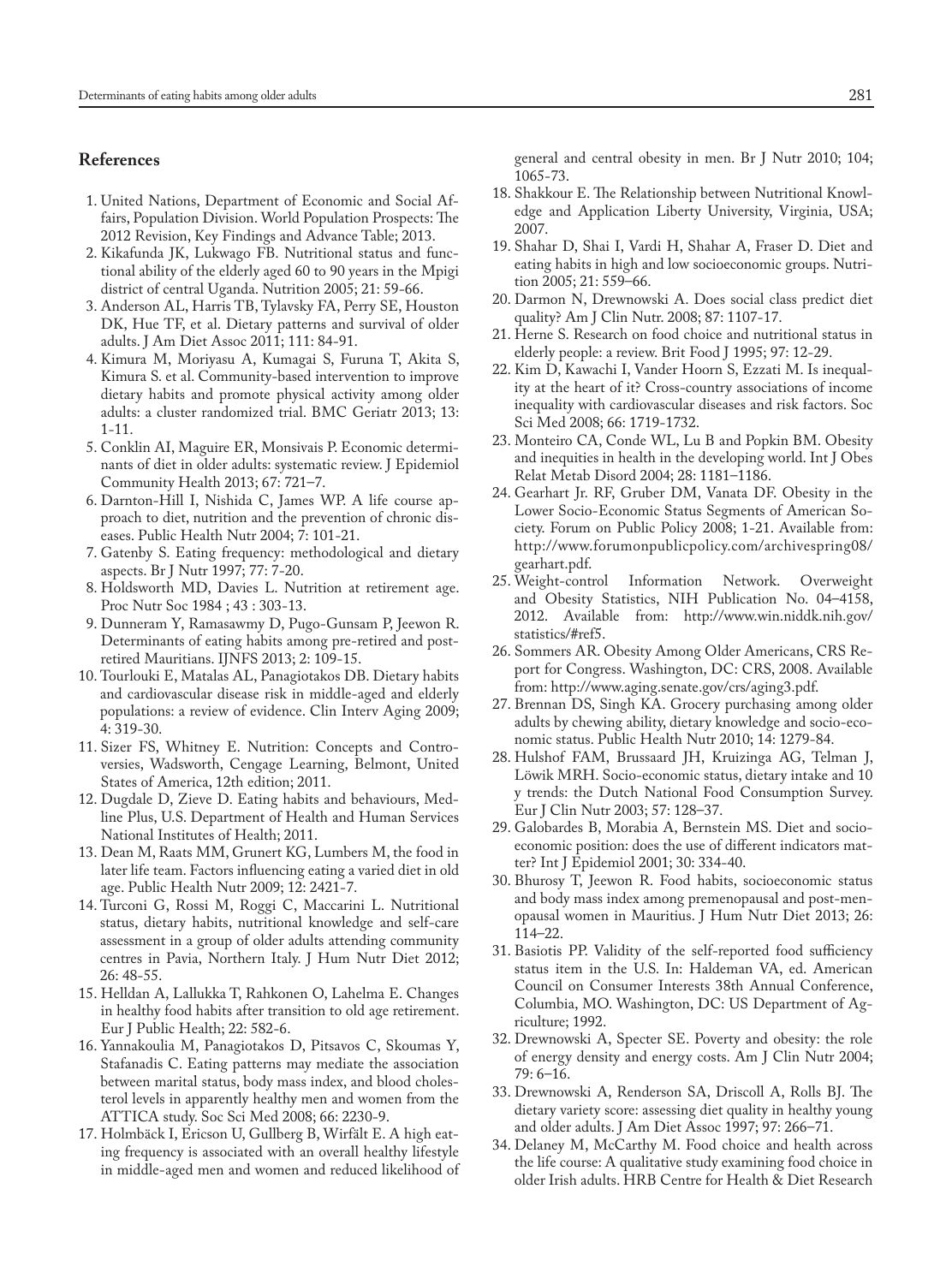## References

1. United Nations, Department of Economic and Social Affairs, Population Division. World Population Prospects: The 2012 Revision, Key Findings and Advance Table; 2013.
2. Kikafunda JK, Lukwago FB. Nutritional status and functional ability of the elderly aged 60 to 90 years in the Mpigi district of central Uganda. Nutrition 2005; 21: 59-66.
3. Anderson AL, Harris TB, Tylavsky FA, Perry SE, Houston DK, Hue TF, et al. Dietary patterns and survival of older adults. J Am Diet Assoc 2011; 111: 84-91.
4. Kimura M, Moriyasu A, Kumagai S, Furuna T, Akita S, Kimura S. et al. Community-based intervention to improve dietary habits and promote physical activity among older adults: a cluster randomized trial. BMC Geriatr 2013; 13: 1-11.
5. Conklin AI, Maguire ER, Monsivais P. Economic determinants of diet in older adults: systematic review. J Epidemiol Community Health 2013; 67: 721–7.
6. Darnton-Hill I, Nishida C, James WP. A life course approach to diet, nutrition and the prevention of chronic diseases. Public Health Nutr 2004; 7: 101-21.
7. Gatenby S. Eating frequency: methodological and dietary aspects. Br J Nutr 1997; 77: 7-20.
8. Holdsworth MD, Davies L. Nutrition at retirement age. Proc Nutr Soc 1984 ; 43 : 303-13.
9. Dunneram Y, Ramasawmy D, Pugo-Gunsam P, Jeewon R. Determinants of eating habits among pre-retired and post-retired Mauritians. IJNFS 2013; 2: 109-15.
10. Tourlouki E, Matalas AL, Panagiotakos DB. Dietary habits and cardiovascular disease risk in middle-aged and elderly populations: a review of evidence. Clin Interv Aging 2009; 4: 319-30.
11. Sizer FS, Whitney E. Nutrition: Concepts and Controversies, Wadsworth, Cengage Learning, Belmont, United States of America, 12th edition; 2011.
12. Dugdale D, Zieve D. Eating habits and behaviours, Medline Plus, U.S. Department of Health and Human Services National Institutes of Health; 2011.
13. Dean M, Raats MM, Grunert KG, Lumbers M, the food in later life team. Factors influencing eating a varied diet in old age. Public Health Nutr 2009; 12: 2421-7.
14. Turconi G, Rossi M, Roggi C, Maccarini L. Nutritional status, dietary habits, nutritional knowledge and self-care assessment in a group of older adults attending community centres in Pavia, Northern Italy. J Hum Nutr Diet 2012; 26: 48-55.
15. Helldan A, Lallukka T, Rahkonen O, Lahelma E. Changes in healthy food habits after transition to old age retirement. Eur J Public Health; 22: 582-6.
16. Yannakoulia M, Panagiotakos D, Pitsavos C, Skoumas Y, Stafanadis C. Eating patterns may mediate the association between marital status, body mass index, and blood cholesterol levels in apparently healthy men and women from the ATTICA study. Soc Sci Med 2008; 66: 2230-9.
17. Holmbäck I, Ericson U, Gullberg B, Wirfält E. A high eating frequency is associated with an overall healthy lifestyle in middle-aged men and women and reduced likelihood of general and central obesity in men. Br J Nutr 2010; 104; 1065-73.
18. Shakkour E. The Relationship between Nutritional Knowledge and Application Liberty University, Virginia, USA; 2007.
19. Shahar D, Shai I, Vardi H, Shahar A, Fraser D. Diet and eating habits in high and low socioeconomic groups. Nutrition 2005; 21: 559–66.
20. Darmon N, Drewnowski A. Does social class predict diet quality? Am J Clin Nutr. 2008; 87: 1107-17.
21. Herne S. Research on food choice and nutritional status in elderly people: a review. Brit Food J 1995; 97: 12-29.
22. Kim D, Kawachi I, Vander Hoorn S, Ezzati M. Is inequality at the heart of it? Cross-country associations of income inequality with cardiovascular diseases and risk factors. Soc Sci Med 2008; 66: 1719-1732.
23. Monteiro CA, Conde WL, Lu B and Popkin BM. Obesity and inequities in health in the developing world. Int J Obes Relat Metab Disord 2004; 28: 1181–1186.
24. Gearhart Jr. RF, Gruber DM, Vanata DF. Obesity in the Lower Socio-Economic Status Segments of American Society. Forum on Public Policy 2008; 1-21. Available from: http://www.forumonpublicpolicy.com/archivespring08/gearhart.pdf.
25. Weight-control Information Network. Overweight and Obesity Statistics, NIH Publication No. 04–4158, 2012. Available from: http://www.win.niddk.nih.gov/statistics/#ref5.
26. Sommers AR. Obesity Among Older Americans, CRS Report for Congress. Washington, DC: CRS, 2008. Available from: http://www.aging.senate.gov/crs/aging3.pdf.
27. Brennan DS, Singh KA. Grocery purchasing among older adults by chewing ability, dietary knowledge and socio-economic status. Public Health Nutr 2010; 14: 1279-84.
28. Hulshof FAM, Brussaard JH, Kruizinga AG, Telman J, Löwik MRH. Socio-economic status, dietary intake and 10 y trends: the Dutch National Food Consumption Survey. Eur J Clin Nutr 2003; 57: 128–37.
29. Galobardes B, Morabia A, Bernstein MS. Diet and socioeconomic position: does the use of different indicators matter? Int J Epidemiol 2001; 30: 334-40.
30. Bhurosy T, Jeewon R. Food habits, socioeconomic status and body mass index among premenopausal and post-menopausal women in Mauritius. J Hum Nutr Diet 2013; 26: 114–22.
31. Basiotis PP. Validity of the self-reported food sufficiency status item in the U.S. In: Haldeman VA, ed. American Council on Consumer Interests 38th Annual Conference, Columbia, MO. Washington, DC: US Department of Agriculture; 1992.
32. Drewnowski A, Specter SE. Poverty and obesity: the role of energy density and energy costs. Am J Clin Nutr 2004; 79: 6–16.
33. Drewnowski A, Renderson SA, Driscoll A, Rolls BJ. The dietary variety score: assessing diet quality in healthy young and older adults. J Am Diet Assoc 1997; 97: 266–71.
34. Delaney M, McCarthy M. Food choice and health across the life course: A qualitative study examining food choice in older Irish adults. HRB Centre for Health & Diet Research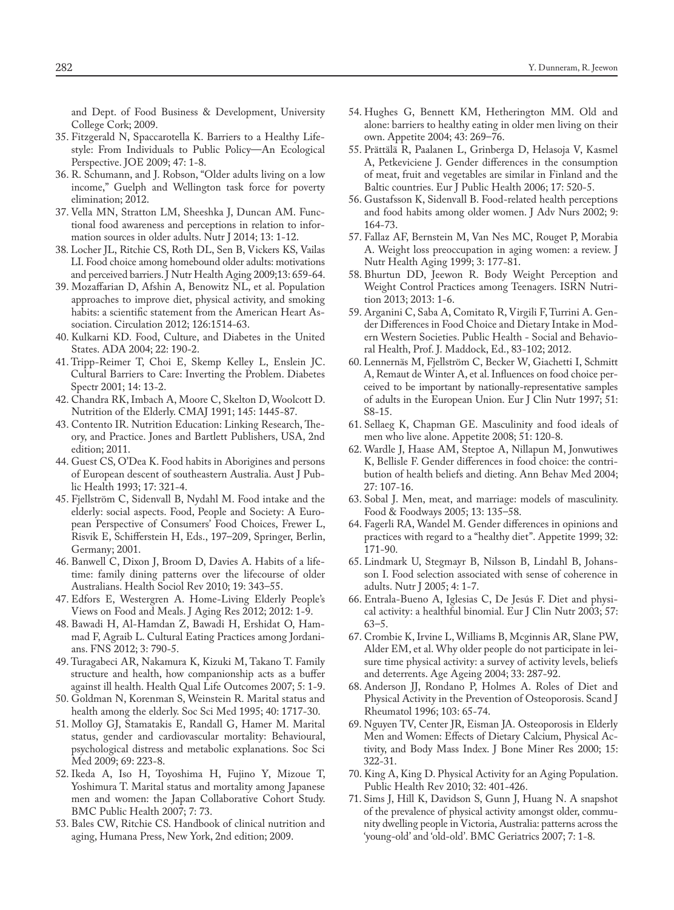and Dept. of Food Business & Development, University College Cork; 2009.

35. Fitzgerald N, Spaccarotella K. Barriers to a Healthy Lifestyle: From Individuals to Public Policy—An Ecological Perspective. JOE 2009; 47: 1-8.
36. R. Schumann, and J. Robson, "Older adults living on a low income," Guelph and Wellington task force for poverty elimination; 2012.
37. Vella MN, Stratton LM, Sheeshka J, Duncan AM. Functional food awareness and perceptions in relation to information sources in older adults. Nutr J 2014; 13: 1-12.
38. Locher JL, Ritchie CS, Roth DL, Sen B, Vickers KS, Vailas LI. Food choice among homebound older adults: motivations and perceived barriers. J Nutr Health Aging 2009;13: 659-64.
39. Mozaffarian D, Afshin A, Benowitz NL, et al. Population approaches to improve diet, physical activity, and smoking habits: a scientific statement from the American Heart Association. Circulation 2012; 126:1514-63.
40. Kulkarni KD. Food, Culture, and Diabetes in the United States. ADA 2004; 22: 190-2.
41. Tripp-Reimer T, Choi E, Skemp Kelley L, Enslein JC. Cultural Barriers to Care: Inverting the Problem. Diabetes Spectr 2001; 14: 13-2.
42. Chandra RK, Imbach A, Moore C, Skelton D, Woolcott D. Nutrition of the Elderly. CMAJ 1991; 145: 1445-87.
43. Contento IR. Nutrition Education: Linking Research, Theory, and Practice. Jones and Bartlett Publishers, USA, 2nd edition; 2011.
44. Guest CS, O'Dea K. Food habits in Aborigines and persons of European descent of southeastern Australia. Aust J Public Health 1993; 17: 321-4.
45. Fjellström C, Sidenvall B, Nydahl M. Food intake and the elderly: social aspects. Food, People and Society: A European Perspective of Consumers' Food Choices, Frewer L, Risvik E, Schifferstein H, Eds., 197–209, Springer, Berlin, Germany; 2001.
46. Banwell C, Dixon J, Broom D, Davies A. Habits of a lifetime: family dining patterns over the lifecourse of older Australians. Health Sociol Rev 2010; 19: 343–55.
47. Edfors E, Westergren A. Home-Living Elderly People's Views on Food and Meals. J Aging Res 2012; 2012: 1-9.
48. Bawadi H, Al-Hamdan Z, Bawadi H, Ershidat O, Hammad F, Agraib L. Cultural Eating Practices among Jordanians. FNS 2012; 3: 790-5.
49. Turagabeci AR, Nakamura K, Kizuki M, Takano T. Family structure and health, how companionship acts as a buffer against ill health. Health Qual Life Outcomes 2007; 5: 1-9.
50. Goldman N, Korenman S, Weinstein R. Marital status and health among the elderly. Soc Sci Med 1995; 40: 1717-30.
51. Molloy GJ, Stamatakis E, Randall G, Hamer M. Marital status, gender and cardiovascular mortality: Behavioural, psychological distress and metabolic explanations. Soc Sci Med 2009; 69: 223-8.
52. Ikeda A, Iso H, Toyoshima H, Fujino Y, Mizoue T, Yoshimura T. Marital status and mortality among Japanese men and women: the Japan Collaborative Cohort Study. BMC Public Health 2007; 7: 73.
53. Bales CW, Ritchie CS. Handbook of clinical nutrition and aging, Humana Press, New York, 2nd edition; 2009.
54. Hughes G, Bennett KM, Hetherington MM. Old and alone: barriers to healthy eating in older men living on their own. Appetite 2004; 43: 269–76.
55. Prättälä R, Paalanen L, Grinberga D, Helasoja V, Kasmel A, Petkeviciene J. Gender differences in the consumption of meat, fruit and vegetables are similar in Finland and the Baltic countries. Eur J Public Health 2006; 17: 520-5.
56. Gustafsson K, Sidenvall B. Food-related health perceptions and food habits among older women. J Adv Nurs 2002; 9: 164-73.
57. Fallaz AF, Bernstein M, Van Nes MC, Rouget P, Morabia A. Weight loss preoccupation in aging women: a review. J Nutr Health Aging 1999; 3: 177-81.
58. Bhurtun DD, Jeewon R. Body Weight Perception and Weight Control Practices among Teenagers. ISRN Nutrition 2013; 2013: 1-6.
59. Arganini C, Saba A, Comitato R, Virgili F, Turrini A. Gender Differences in Food Choice and Dietary Intake in Modern Western Societies. Public Health - Social and Behavioral Health, Prof. J. Maddock, Ed., 83-102; 2012.
60. Lennernäs M, Fjellström C, Becker W, Giachetti I, Schmitt A, Remaut de Winter A, et al. Influences on food choice perceived to be important by nationally-representative samples of adults in the European Union. Eur J Clin Nutr 1997; 51: S8-15.
61. Sellaeg K, Chapman GE. Masculinity and food ideals of men who live alone. Appetite 2008; 51: 120-8.
62. Wardle J, Haase AM, Steptoe A, Nillapun M, Jonwutiwes K, Bellisle F. Gender differences in food choice: the contribution of health beliefs and dieting. Ann Behav Med 2004; 27: 107-16.
63. Sobal J. Men, meat, and marriage: models of masculinity. Food & Foodways 2005; 13: 135–58.
64. Fagerli RA, Wandel M. Gender differences in opinions and practices with regard to a "healthy diet". Appetite 1999; 32: 171-90.
65. Lindmark U, Stegmayr B, Nilsson B, Lindahl B, Johansson I. Food selection associated with sense of coherence in adults. Nutr J 2005; 4: 1-7.
66. Entrala-Bueno A, Iglesias C, De Jesús F. Diet and physical activity: a healthful binomial. Eur J Clin Nutr 2003; 57: 63–5.
67. Crombie IK, Irvine L, Williams B, Mcginnis AR, Slane PW, Alder EM, et al. Why older people do not participate in leisure time physical activity: a survey of activity levels, beliefs and deterrents. Age Ageing 2004; 33: 287-92.
68. Anderson JJ, Rondano P, Holmes A. Roles of Diet and Physical Activity in the Prevention of Osteoporosis. Scand J Rheumatol 1996; 103: 65-74.
69. Nguyen TV, Center JR, Eisman JA. Osteoporosis in Elderly Men and Women: Effects of Dietary Calcium, Physical Activity, and Body Mass Index. J Bone Miner Res 2000; 15: 322-31.
70. King A, King D. Physical Activity for an Aging Population. Public Health Rev 2010; 32: 401-426.
71. Sims J, Hill K, Davidson S, Gunn J, Huang N. A snapshot of the prevalence of physical activity amongst older, community dwelling people in Victoria, Australia: patterns across the 'young-old' and 'old-old'. BMC Geriatrics 2007; 7: 1-8.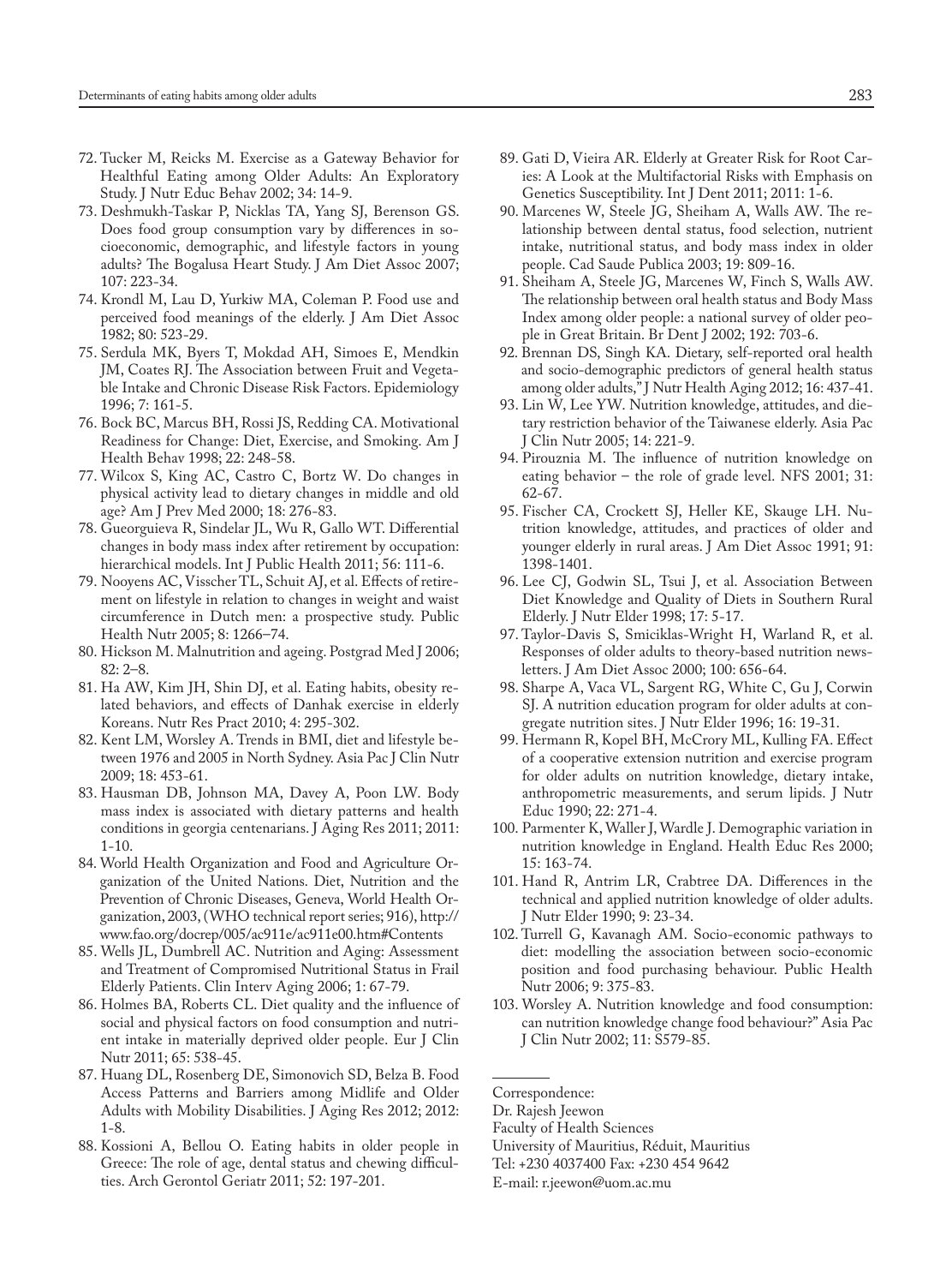72. Tucker M, Reicks M. Exercise as a Gateway Behavior for Healthful Eating among Older Adults: An Exploratory Study. J Nutr Educ Behav 2002; 34: 14-9.
73. Deshmukh-Taskar P, Nicklas TA, Yang SJ, Berenson GS. Does food group consumption vary by differences in socioeconomic, demographic, and lifestyle factors in young adults? The Bogalusa Heart Study. J Am Diet Assoc 2007; 107: 223-34.
74. Krondl M, Lau D, Yurkiw MA, Coleman P. Food use and perceived food meanings of the elderly. J Am Diet Assoc 1982; 80: 523-29.
75. Serdula MK, Byers T, Mokdad AH, Simoes E, Mendkin JM, Coates RJ. The Association between Fruit and Vegetable Intake and Chronic Disease Risk Factors. Epidemiology 1996; 7: 161-5.
76. Bock BC, Marcus BH, Rossi JS, Redding CA. Motivational Readiness for Change: Diet, Exercise, and Smoking. Am J Health Behav 1998; 22: 248-58.
77. Wilcox S, King AC, Castro C, Bortz W. Do changes in physical activity lead to dietary changes in middle and old age? Am J Prev Med 2000; 18: 276-83.
78. Gueorguieva R, Sindelar JL, Wu R, Gallo WT. Differential changes in body mass index after retirement by occupation: hierarchical models. Int J Public Health 2011; 56: 111-6.
79. Nooyens AC, Visscher TL, Schuit AJ, et al. Effects of retirement on lifestyle in relation to changes in weight and waist circumference in Dutch men: a prospective study. Public Health Nutr 2005; 8: 1266–74.
80. Hickson M. Malnutrition and ageing. Postgrad Med J 2006; 82: 2–8.
81. Ha AW, Kim JH, Shin DJ, et al. Eating habits, obesity related behaviors, and effects of Danhak exercise in elderly Koreans. Nutr Res Pract 2010; 4: 295-302.
82. Kent LM, Worsley A. Trends in BMI, diet and lifestyle between 1976 and 2005 in North Sydney. Asia Pac J Clin Nutr 2009; 18: 453-61.
83. Hausman DB, Johnson MA, Davey A, Poon LW. Body mass index is associated with dietary patterns and health conditions in georgia centenarians. J Aging Res 2011; 2011: 1-10.
84. World Health Organization and Food and Agriculture Organization of the United Nations. Diet, Nutrition and the Prevention of Chronic Diseases, Geneva, World Health Organization, 2003, (WHO technical report series; 916), http://www.fao.org/docrep/005/ac911e/ac911e00.htm#Contents
85. Wells JL, Dumbrell AC. Nutrition and Aging: Assessment and Treatment of Compromised Nutritional Status in Frail Elderly Patients. Clin Interv Aging 2006; 1: 67-79.
86. Holmes BA, Roberts CL. Diet quality and the influence of social and physical factors on food consumption and nutrient intake in materially deprived older people. Eur J Clin Nutr 2011; 65: 538-45.
87. Huang DL, Rosenberg DE, Simonovich SD, Belza B. Food Access Patterns and Barriers among Midlife and Older Adults with Mobility Disabilities. J Aging Res 2012; 2012: 1-8.
88. Kossioni A, Bellou O. Eating habits in older people in Greece: The role of age, dental status and chewing difficulties. Arch Gerontol Geriatr 2011; 52: 197-201.
89. Gati D, Vieira AR. Elderly at Greater Risk for Root Caries: A Look at the Multifactorial Risks with Emphasis on Genetics Susceptibility. Int J Dent 2011; 2011: 1-6.
90. Marcenes W, Steele JG, Sheiham A, Walls AW. The relationship between dental status, food selection, nutrient intake, nutritional status, and body mass index in older people. Cad Saude Publica 2003; 19: 809-16.
91. Sheiham A, Steele JG, Marcenes W, Finch S, Walls AW. The relationship between oral health status and Body Mass Index among older people: a national survey of older people in Great Britain. Br Dent J 2002; 192: 703-6.
92. Brennan DS, Singh KA. Dietary, self-reported oral health and socio-demographic predictors of general health status among older adults," J Nutr Health Aging 2012; 16: 437-41.
93. Lin W, Lee YW. Nutrition knowledge, attitudes, and dietary restriction behavior of the Taiwanese elderly. Asia Pac J Clin Nutr 2005; 14: 221-9.
94. Pirouznia M. The influence of nutrition knowledge on eating behavior – the role of grade level. NFS 2001; 31: 62-67.
95. Fischer CA, Crockett SJ, Heller KE, Skauge LH. Nutrition knowledge, attitudes, and practices of older and younger elderly in rural areas. J Am Diet Assoc 1991; 91: 1398-1401.
96. Lee CJ, Godwin SL, Tsui J, et al. Association Between Diet Knowledge and Quality of Diets in Southern Rural Elderly. J Nutr Elder 1998; 17: 5-17.
97. Taylor-Davis S, Smiciklas-Wright H, Warland R, et al. Responses of older adults to theory-based nutrition newsletters. J Am Diet Assoc 2000; 100: 656-64.
98. Sharpe A, Vaca VL, Sargent RG, White C, Gu J, Corwin SJ. A nutrition education program for older adults at congregate nutrition sites. J Nutr Elder 1996; 16: 19-31.
99. Hermann R, Kopel BH, McCrory ML, Kulling FA. Effect of a cooperative extension nutrition and exercise program for older adults on nutrition knowledge, dietary intake, anthropometric measurements, and serum lipids. J Nutr Educ 1990; 22: 271-4.
100. Parmenter K, Waller J, Wardle J. Demographic variation in nutrition knowledge in England. Health Educ Res 2000; 15: 163-74.
101. Hand R, Antrim LR, Crabtree DA. Differences in the technical and applied nutrition knowledge of older adults. J Nutr Elder 1990; 9: 23-34.
102. Turrell G, Kavanagh AM. Socio-economic pathways to diet: modelling the association between socio-economic position and food purchasing behaviour. Public Health Nutr 2006; 9: 375-83.
103. Worsley A. Nutrition knowledge and food consumption: can nutrition knowledge change food behaviour?" Asia Pac J Clin Nutr 2002; 11: S579-85.

Correspondence:
Dr. Rajesh Jeewon
Faculty of Health Sciences
University of Mauritius, Réduit, Mauritius
Tel: +230 4037400 Fax: +230 454 9642
E-mail: r.jeewon@uom.ac.mu